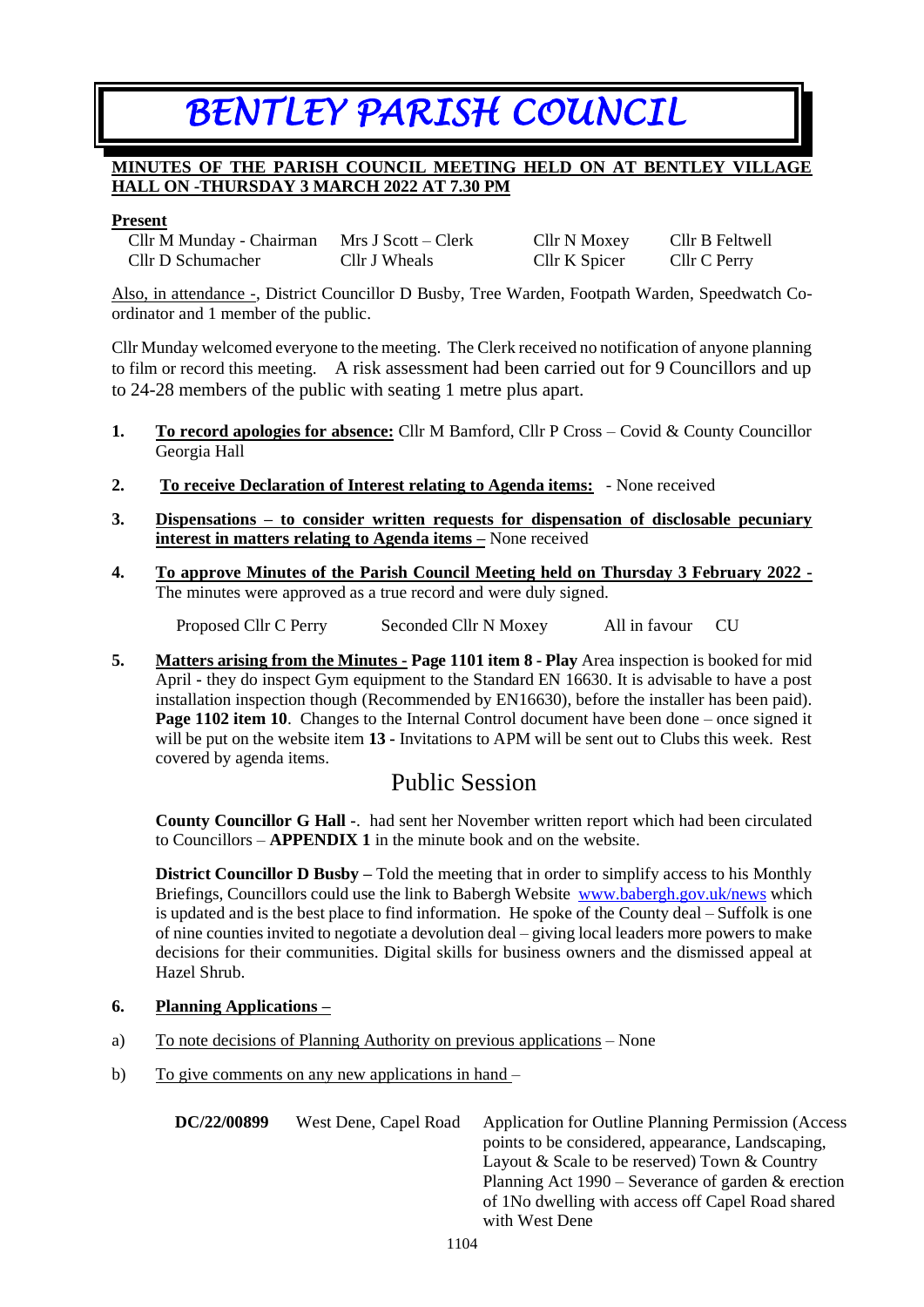# BENTLEY PARISH COUNCIL

**MINUTES OF THE PARISH COUNCIL MEETING HELD ON AT BENTLEY VILLAGE HALL ON -THURSDAY 3 MARCH 2022 AT 7.30 PM**

**Present**

| | | | |
|---|---|---|---|
| Cllr M Munday - Chairman | Mrs J Scott – Clerk | Cllr N Moxey | Cllr B Feltwell |
| Cllr D Schumacher | Cllr J Wheals | Cllr K Spicer | Cllr C Perry |

Also, in attendance -, District Councillor D Busby, Tree Warden, Footpath Warden, Speedwatch Co-ordinator and 1 member of the public.

Cllr Munday welcomed everyone to the meeting. The Clerk received no notification of anyone planning to film or record this meeting. A risk assessment had been carried out for 9 Councillors and up to 24-28 members of the public with seating 1 metre plus apart.

1. **To record apologies for absence:** Cllr M Bamford, Cllr P Cross – Covid & County Councillor Georgia Hall

2. **To receive Declaration of Interest relating to Agenda items:** - None received

3. **Dispensations – to consider written requests for dispensation of disclosable pecuniary interest in matters relating to Agenda items –** None received

4. **To approve Minutes of the Parish Council Meeting held on Thursday 3 February 2022 -** The minutes were approved as a true record and were duly signed.

   Proposed Cllr C Perry &nbsp;&nbsp;&nbsp; Seconded Cllr N Moxey &nbsp;&nbsp;&nbsp; All in favour &nbsp;&nbsp;&nbsp; CU

5. **Matters arising from the Minutes - Page 1101 item 8 - Play** Area inspection is booked for mid April **-** they do inspect Gym equipment to the Standard EN 16630. It is advisable to have a post installation inspection though (Recommended by EN16630), before the installer has been paid). **Page 1102 item 10**. Changes to the Internal Control document have been done – once signed it will be put on the website item **13 -** Invitations to APM will be sent out to Clubs this week. Rest covered by agenda items.

## Public Session

**County Councillor G Hall -**. had sent her November written report which had been circulated to Councillors – **APPENDIX 1** in the minute book and on the website.

**District Councillor D Busby –** Told the meeting that in order to simplify access to his Monthly Briefings, Councillors could use the link to Babergh Website www.babergh.gov.uk/news which is updated and is the best place to find information. He spoke of the County deal – Suffolk is one of nine counties invited to negotiate a devolution deal – giving local leaders more powers to make decisions for their communities. Digital skills for business owners and the dismissed appeal at Hazel Shrub.

6. **Planning Applications –**

a) To note decisions of Planning Authority on previous applications – None

b) To give comments on any new applications in hand –

| | | |
|---|---|---|
| **DC/22/00899** | West Dene, Capel Road | Application for Outline Planning Permission (Access points to be considered, appearance, Landscaping, Layout & Scale to be reserved) Town & Country Planning Act 1990 – Severance of garden & erection of 1No dwelling with access off Capel Road shared with West Dene |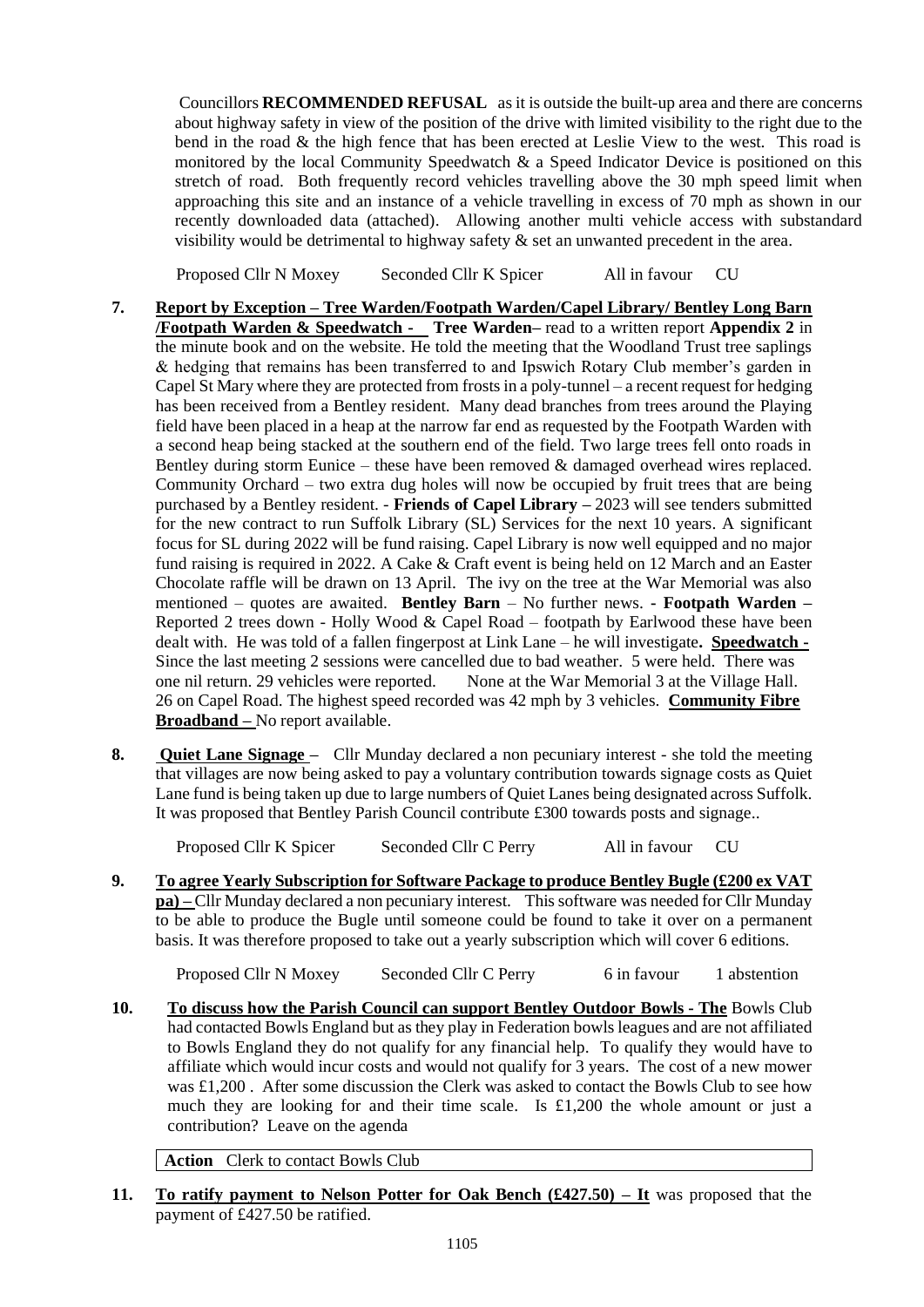Councillors **RECOMMENDED REFUSAL** as it is outside the built-up area and there are concerns about highway safety in view of the position of the drive with limited visibility to the right due to the bend in the road & the high fence that has been erected at Leslie View to the west. This road is monitored by the local Community Speedwatch & a Speed Indicator Device is positioned on this stretch of road. Both frequently record vehicles travelling above the 30 mph speed limit when approaching this site and an instance of a vehicle travelling in excess of 70 mph as shown in our recently downloaded data (attached). Allowing another multi vehicle access with substandard visibility would be detrimental to highway safety & set an unwanted precedent in the area.

Proposed Cllr N Moxey   Seconded Cllr K Spicer   All in favour   CU

**7.** **Report by Exception – Tree Warden/Footpath Warden/Capel Library/ Bentley Long Barn /Footpath Warden & Speedwatch -** **Tree Warden**– read to a written report **Appendix 2** in the minute book and on the website. He told the meeting that the Woodland Trust tree saplings & hedging that remains has been transferred to and Ipswich Rotary Club member's garden in Capel St Mary where they are protected from frosts in a poly-tunnel – a recent request for hedging has been received from a Bentley resident. Many dead branches from trees around the Playing field have been placed in a heap at the narrow far end as requested by the Footpath Warden with a second heap being stacked at the southern end of the field. Two large trees fell onto roads in Bentley during storm Eunice – these have been removed & damaged overhead wires replaced. Community Orchard – two extra dug holes will now be occupied by fruit trees that are being purchased by a Bentley resident. - **Friends of Capel Library –** 2023 will see tenders submitted for the new contract to run Suffolk Library (SL) Services for the next 10 years. A significant focus for SL during 2022 will be fund raising. Capel Library is now well equipped and no major fund raising is required in 2022. A Cake & Craft event is being held on 12 March and an Easter Chocolate raffle will be drawn on 13 April. The ivy on the tree at the War Memorial was also mentioned – quotes are awaited. **Bentley Barn** – No further news. **- Footpath Warden –** Reported 2 trees down - Holly Wood & Capel Road – footpath by Earlwood these have been dealt with. He was told of a fallen fingerpost at Link Lane – he will investigate**. Speedwatch -** Since the last meeting 2 sessions were cancelled due to bad weather. 5 were held. There was one nil return. 29 vehicles were reported. None at the War Memorial 3 at the Village Hall. 26 on Capel Road. The highest speed recorded was 42 mph by 3 vehicles. **Community Fibre Broadband –** No report available.

**8.** **Quiet Lane Signage –** Cllr Munday declared a non pecuniary interest - she told the meeting that villages are now being asked to pay a voluntary contribution towards signage costs as Quiet Lane fund is being taken up due to large numbers of Quiet Lanes being designated across Suffolk. It was proposed that Bentley Parish Council contribute £300 towards posts and signage..

Proposed Cllr K Spicer   Seconded Cllr C Perry   All in favour   CU

**9.** **To agree Yearly Subscription for Software Package to produce Bentley Bugle (£200 ex VAT pa) –** Cllr Munday declared a non pecuniary interest. This software was needed for Cllr Munday to be able to produce the Bugle until someone could be found to take it over on a permanent basis. It was therefore proposed to take out a yearly subscription which will cover 6 editions.

Proposed Cllr N Moxey   Seconded Cllr C Perry   6 in favour   1 abstention

**10.** **To discuss how the Parish Council can support Bentley Outdoor Bowls - The** Bowls Club had contacted Bowls England but as they play in Federation bowls leagues and are not affiliated to Bowls England they do not qualify for any financial help. To qualify they would have to affiliate which would incur costs and would not qualify for 3 years. The cost of a new mower was £1,200 . After some discussion the Clerk was asked to contact the Bowls Club to see how much they are looking for and their time scale. Is £1,200 the whole amount or just a contribution? Leave on the agenda

| **Action** Clerk to contact Bowls Club |
|---|

**11.** **To ratify payment to Nelson Potter for Oak Bench (£427.50) – It** was proposed that the payment of £427.50 be ratified.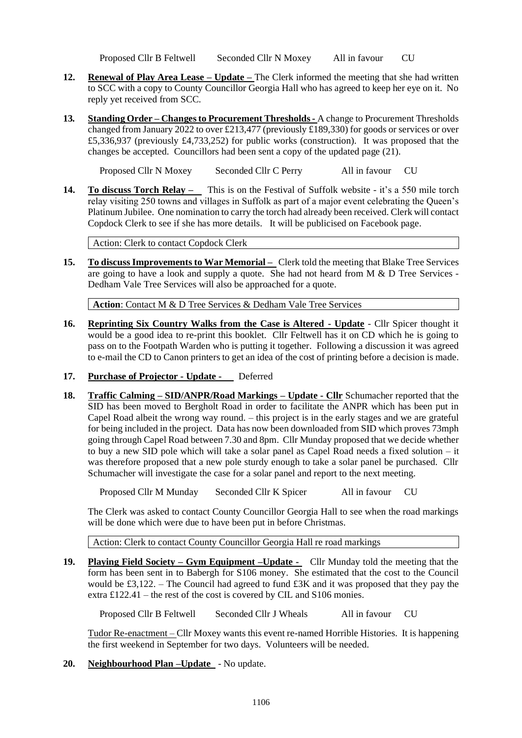Proposed Cllr B Feltwell    Seconded Cllr N Moxey    All in favour    CU

**12. Renewal of Play Area Lease – Update –** The Clerk informed the meeting that she had written to SCC with a copy to County Councillor Georgia Hall who has agreed to keep her eye on it. No reply yet received from SCC.

**13. Standing Order – Changes to Procurement Thresholds -** A change to Procurement Thresholds changed from January 2022 to over £213,477 (previously £189,330) for goods or services or over £5,336,937 (previously £4,733,252) for public works (construction). It was proposed that the changes be accepted. Councillors had been sent a copy of the updated page (21).

Proposed Cllr N Moxey    Seconded Cllr C Perry    All in favour    CU

**14. To discuss Torch Relay –** This is on the Festival of Suffolk website - it's a 550 mile torch relay visiting 250 towns and villages in Suffolk as part of a major event celebrating the Queen's Platinum Jubilee. One nomination to carry the torch had already been received. Clerk will contact Copdock Clerk to see if she has more details. It will be publicised on Facebook page.

Action: Clerk to contact Copdock Clerk

**15. To discuss Improvements to War Memorial –** Clerk told the meeting that Blake Tree Services are going to have a look and supply a quote. She had not heard from M & D Tree Services - Dedham Vale Tree Services will also be approached for a quote.

**Action**: Contact M & D Tree Services & Dedham Vale Tree Services

**16. Reprinting Six Country Walks from the Case is Altered - Update** - Cllr Spicer thought it would be a good idea to re-print this booklet. Cllr Feltwell has it on CD which he is going to pass on to the Footpath Warden who is putting it together. Following a discussion it was agreed to e-mail the CD to Canon printers to get an idea of the cost of printing before a decision is made.

**17. Purchase of Projector - Update -** Deferred

**18. Traffic Calming – SID/ANPR/Road Markings – Update - Cllr** Schumacher reported that the SID has been moved to Bergholt Road in order to facilitate the ANPR which has been put in Capel Road albeit the wrong way round. – this project is in the early stages and we are grateful for being included in the project. Data has now been downloaded from SID which proves 73mph going through Capel Road between 7.30 and 8pm. Cllr Munday proposed that we decide whether to buy a new SID pole which will take a solar panel as Capel Road needs a fixed solution – it was therefore proposed that a new pole sturdy enough to take a solar panel be purchased. Cllr Schumacher will investigate the case for a solar panel and report to the next meeting.

Proposed Cllr M Munday    Seconded Cllr K Spicer    All in favour    CU

The Clerk was asked to contact County Councillor Georgia Hall to see when the road markings will be done which were due to have been put in before Christmas.

Action: Clerk to contact County Councillor Georgia Hall re road markings

**19. Playing Field Society – Gym Equipment –Update -** Cllr Munday told the meeting that the form has been sent in to Babergh for S106 money. She estimated that the cost to the Council would be £3,122. – The Council had agreed to fund £3K and it was proposed that they pay the extra £122.41 – the rest of the cost is covered by CIL and S106 monies.

Proposed Cllr B Feltwell    Seconded Cllr J Wheals    All in favour    CU

Tudor Re-enactment – Cllr Moxey wants this event re-named Horrible Histories. It is happening the first weekend in September for two days. Volunteers will be needed.

**20. Neighbourhood Plan –Update** - No update.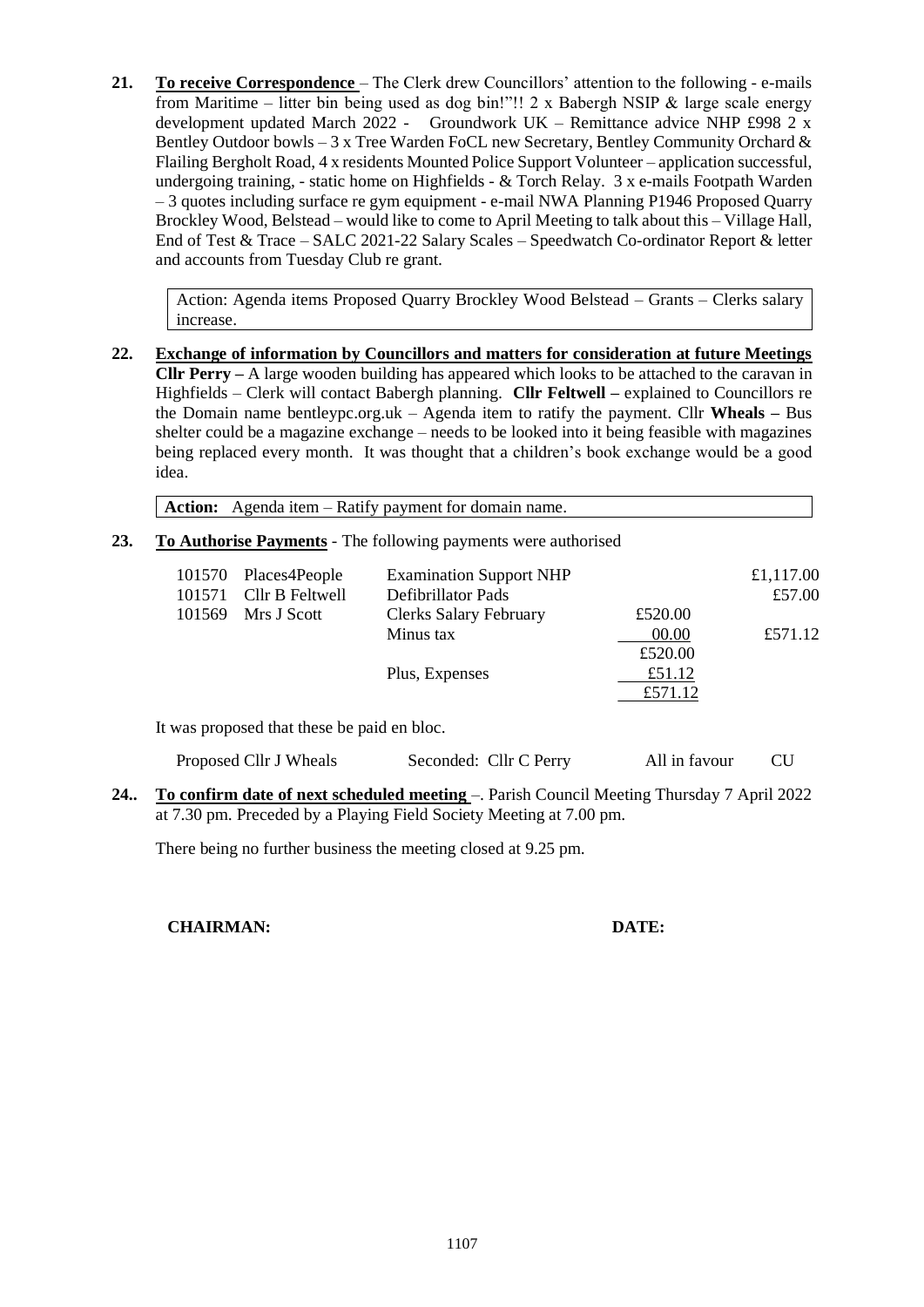**21. To receive Correspondence** – The Clerk drew Councillors' attention to the following - e-mails from Maritime – litter bin being used as dog bin!"!! 2 x Babergh NSIP & large scale energy development updated March 2022 - Groundwork UK – Remittance advice NHP £998 2 x Bentley Outdoor bowls – 3 x Tree Warden FoCL new Secretary, Bentley Community Orchard & Flailing Bergholt Road, 4 x residents Mounted Police Support Volunteer – application successful, undergoing training, - static home on Highfields - & Torch Relay. 3 x e-mails Footpath Warden – 3 quotes including surface re gym equipment - e-mail NWA Planning P1946 Proposed Quarry Brockley Wood, Belstead – would like to come to April Meeting to talk about this – Village Hall, End of Test & Trace – SALC 2021-22 Salary Scales – Speedwatch Co-ordinator Report & letter and accounts from Tuesday Club re grant.

Action: Agenda items Proposed Quarry Brockley Wood Belstead – Grants – Clerks salary increase.

**22. Exchange of information by Councillors and matters for consideration at future Meetings**
**Cllr Perry –** A large wooden building has appeared which looks to be attached to the caravan in Highfields – Clerk will contact Babergh planning. **Cllr Feltwell –** explained to Councillors re the Domain name bentleypc.org.uk – Agenda item to ratify the payment. Cllr **Wheals –** Bus shelter could be a magazine exchange – needs to be looked into it being feasible with magazines being replaced every month. It was thought that a children's book exchange would be a good idea.

**Action:** Agenda item – Ratify payment for domain name.

**23. To Authorise Payments** - The following payments were authorised

| | | | | |
|---|---|---|---|---|
| 101570 | Places4People | Examination Support NHP | | £1,117.00 |
| 101571 | Cllr B Feltwell | Defibrillator Pads | | £57.00 |
| 101569 | Mrs J Scott | Clerks Salary February | £520.00 | |
| | | Minus tax | 00.00 | £571.12 |
| | | | £520.00 | |
| | | Plus, Expenses | £51.12 | |
| | | | £571.12 | |

It was proposed that these be paid en bloc.

Proposed Cllr J Wheals    Seconded: Cllr C Perry    All in favour    CU

**24.. To confirm date of next scheduled meeting** –. Parish Council Meeting Thursday 7 April 2022 at 7.30 pm. Preceded by a Playing Field Society Meeting at 7.00 pm.

There being no further business the meeting closed at 9.25 pm.

**CHAIRMAN:**                                        **DATE:**